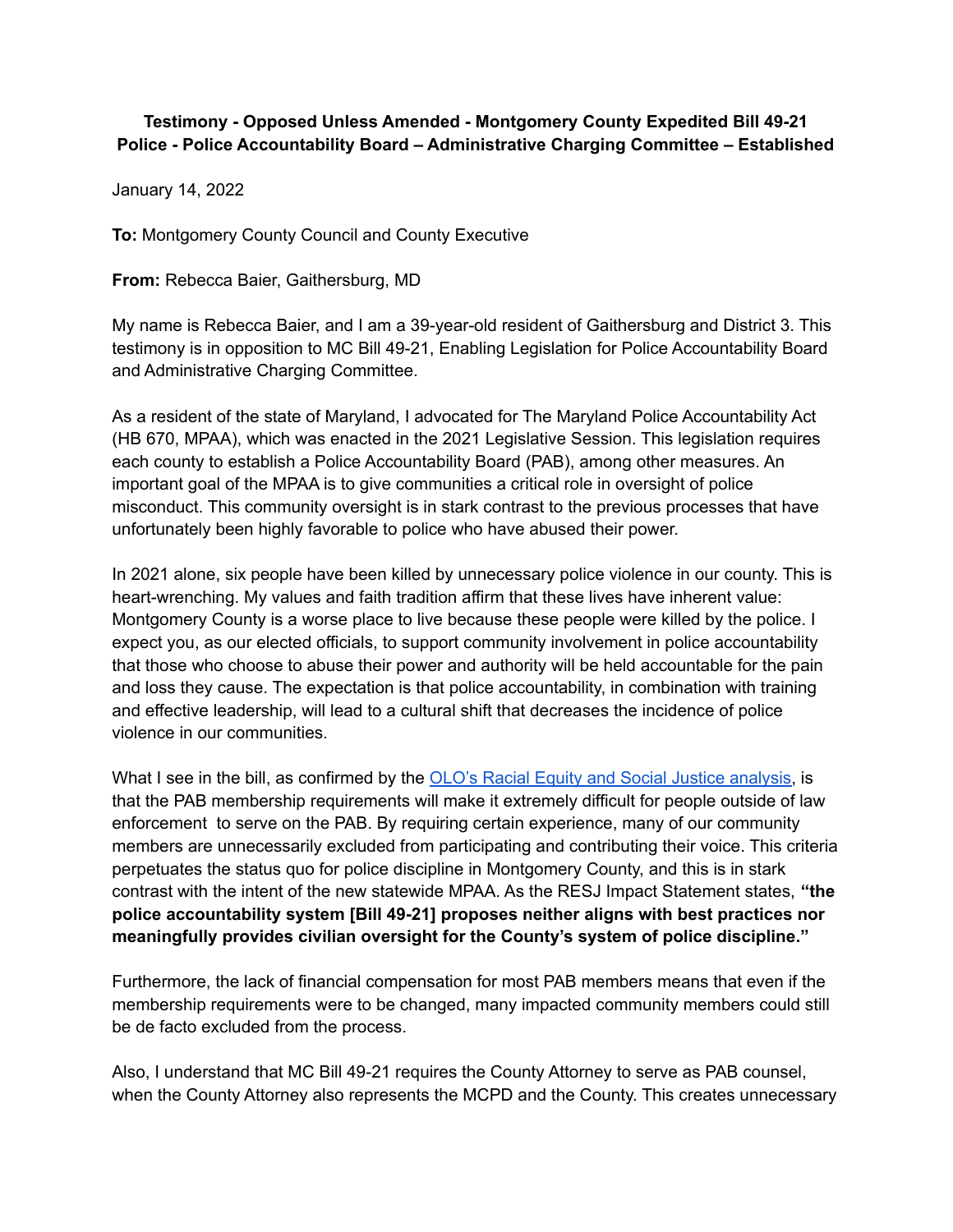**Testimony - Opposed Unless Amended - Montgomery County Expedited Bill 49-21 Police - Police Accountability Board – Administrative Charging Committee – Established**

January 14, 2022

**To:** Montgomery County Council and County Executive

**From:** Rebecca Baier, Gaithersburg, MD

My name is Rebecca Baier, and I am a 39-year-old resident of Gaithersburg and District 3. This testimony is in opposition to MC Bill 49-21, Enabling Legislation for Police Accountability Board and Administrative Charging Committee.

As a resident of the state of Maryland, I advocated for The Maryland Police Accountability Act (HB 670, MPAA), which was enacted in the 2021 Legislative Session. This legislation requires each county to establish a Police Accountability Board (PAB), among other measures. An important goal of the MPAA is to give communities a critical role in oversight of police misconduct. This community oversight is in stark contrast to the previous processes that have unfortunately been highly favorable to police who have abused their power.

In 2021 alone, six people have been killed by unnecessary police violence in our county. This is heart-wrenching. My values and faith tradition affirm that these lives have inherent value: Montgomery County is a worse place to live because these people were killed by the police. I expect you, as our elected officials, to support community involvement in police accountability that those who choose to abuse their power and authority will be held accountable for the pain and loss they cause. The expectation is that police accountability, in combination with training and effective leadership, will lead to a cultural shift that decreases the incidence of police violence in our communities.

What I see in the bill, as confirmed by the OLO's Racial Equity and Social Justice analysis, is that the PAB membership requirements will make it extremely difficult for people outside of law enforcement to serve on the PAB. By requiring certain experience, many of our community members are unnecessarily excluded from participating and contributing their voice. This criteria perpetuates the status quo for police discipline in Montgomery County, and this is in stark contrast with the intent of the new statewide MPAA. As the RESJ Impact Statement states, **"the police accountability system [Bill 49-21] proposes neither aligns with best practices nor meaningfully provides civilian oversight for the County's system of police discipline."**

Furthermore, the lack of financial compensation for most PAB members means that even if the membership requirements were to be changed, many impacted community members could still be de facto excluded from the process.

Also, I understand that MC Bill 49-21 requires the County Attorney to serve as PAB counsel, when the County Attorney also represents the MCPD and the County. This creates unnecessary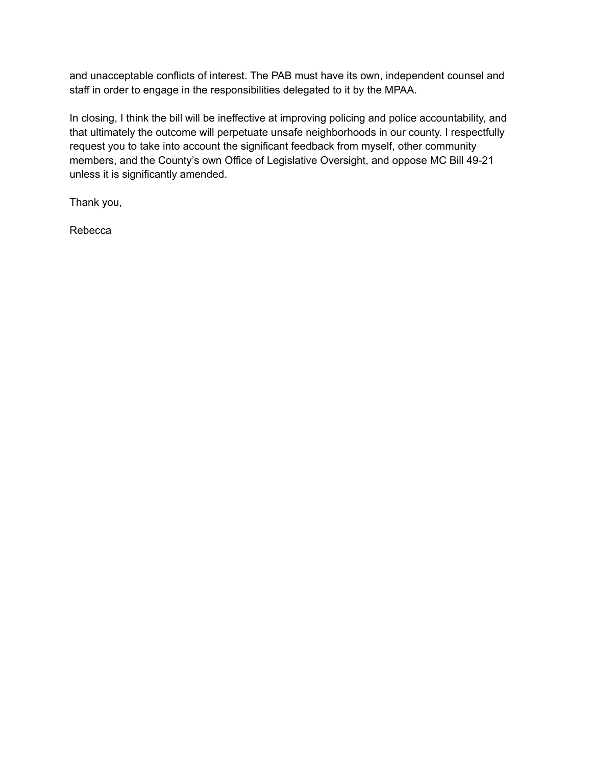and unacceptable conflicts of interest. The PAB must have its own, independent counsel and staff in order to engage in the responsibilities delegated to it by the MPAA.

In closing, I think the bill will be ineffective at improving policing and police accountability, and that ultimately the outcome will perpetuate unsafe neighborhoods in our county. I respectfully request you to take into account the significant feedback from myself, other community members, and the County's own Office of Legislative Oversight, and oppose MC Bill 49-21 unless it is significantly amended.

Thank you,

Rebecca